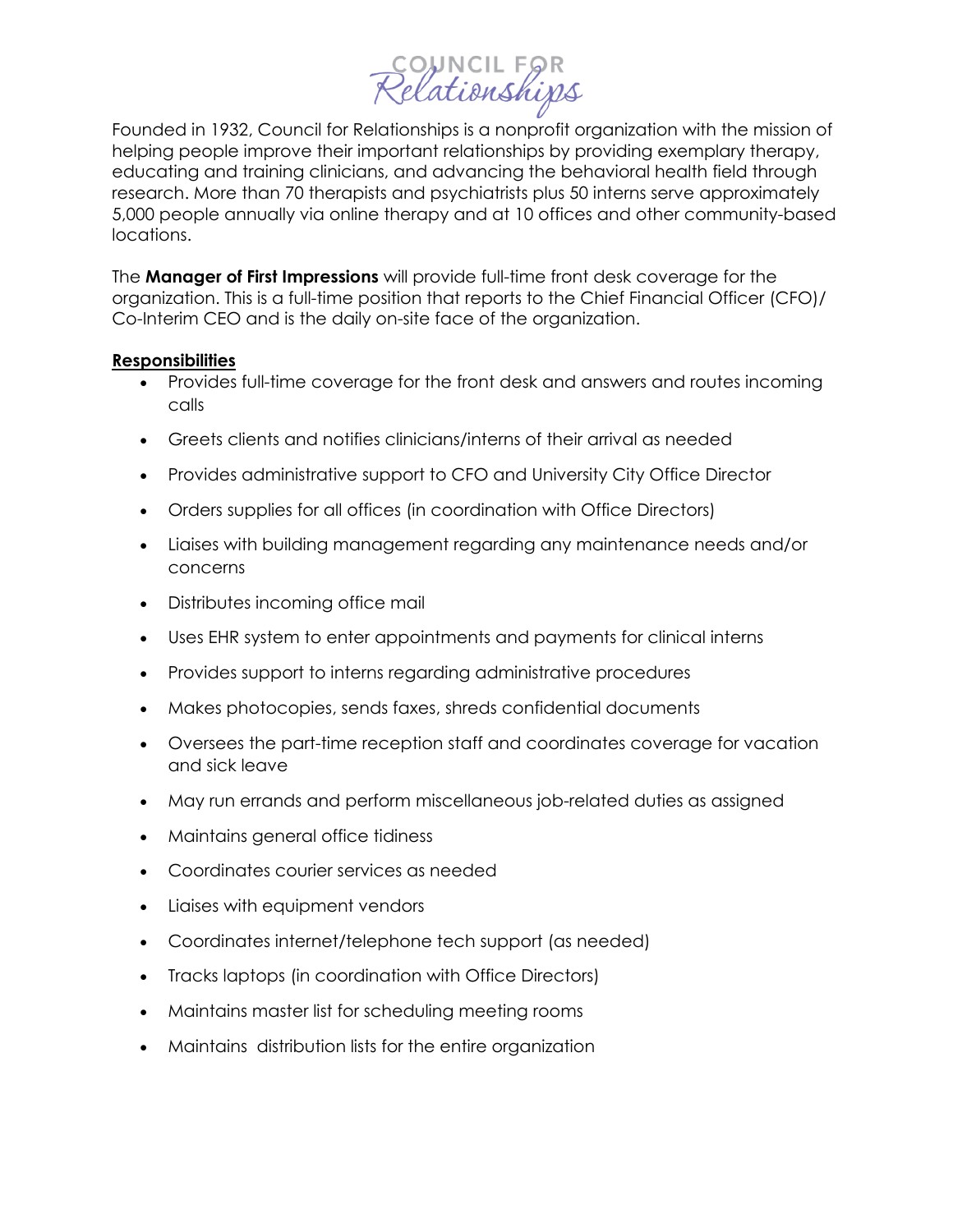COUNCIL FOR Relationships

Founded in 1932, Council for Relationships is a nonprofit organization with the mission of helping people improve their important relationships by providing exemplary therapy, educating and training clinicians, and advancing the behavioral health field through research. More than 70 therapists and psychiatrists plus 50 interns serve approximately 5,000 people annually via online therapy and at 10 offices and other community-based locations.

The **Manager of First Impressions** will provide full-time front desk coverage for the organization. This is a full-time position that reports to the Chief Financial Officer (CFO)/ Co-Interim CEO and is the daily on-site face of the organization.

**Responsibilities**

- Provides full-time coverage for the front desk and answers and routes incoming calls
- Greets clients and notifies clinicians/interns of their arrival as needed
- Provides administrative support to CFO and University City Office Director
- Orders supplies for all offices (in coordination with Office Directors)
- Liaises with building management regarding any maintenance needs and/or concerns
- Distributes incoming office mail
- Uses EHR system to enter appointments and payments for clinical interns
- Provides support to interns regarding administrative procedures
- Makes photocopies, sends faxes, shreds confidential documents
- Oversees the part-time reception staff and coordinates coverage for vacation and sick leave
- May run errands and perform miscellaneous job-related duties as assigned
- Maintains general office tidiness
- Coordinates courier services as needed
- Liaises with equipment vendors
- Coordinates internet/telephone tech support (as needed)
- Tracks laptops (in coordination with Office Directors)
- Maintains master list for scheduling meeting rooms
- Maintains distribution lists for the entire organization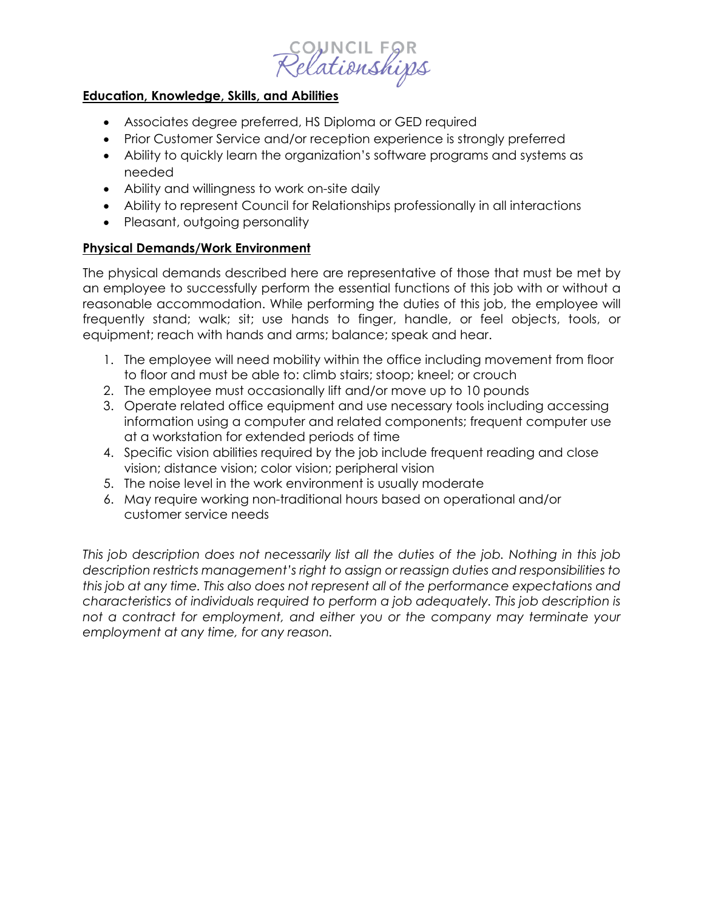**Education, Knowledge, Skills, and Abilities**

- Associates degree preferred, HS Diploma or GED required
- Prior Customer Service and/or reception experience is strongly preferred
- Ability to quickly learn the organization's software programs and systems as needed
- Ability and willingness to work on-site daily
- Ability to represent Council for Relationships professionally in all interactions
- Pleasant, outgoing personality

**Physical Demands/Work Environment**

The physical demands described here are representative of those that must be met by an employee to successfully perform the essential functions of this job with or without a reasonable accommodation. While performing the duties of this job, the employee will frequently stand; walk; sit; use hands to finger, handle, or feel objects, tools, or equipment; reach with hands and arms; balance; speak and hear.

1. The employee will need mobility within the office including movement from floor to floor and must be able to: climb stairs; stoop; kneel; or crouch
2. The employee must occasionally lift and/or move up to 10 pounds
3. Operate related office equipment and use necessary tools including accessing information using a computer and related components; frequent computer use at a workstation for extended periods of time
4. Specific vision abilities required by the job include frequent reading and close vision; distance vision; color vision; peripheral vision
5. The noise level in the work environment is usually moderate
6. May require working non-traditional hours based on operational and/or customer service needs

*This job description does not necessarily list all the duties of the job. Nothing in this job description restricts management's right to assign or reassign duties and responsibilities to this job at any time. This also does not represent all of the performance expectations and characteristics of individuals required to perform a job adequately. This job description is not a contract for employment, and either you or the company may terminate your employment at any time, for any reason.*